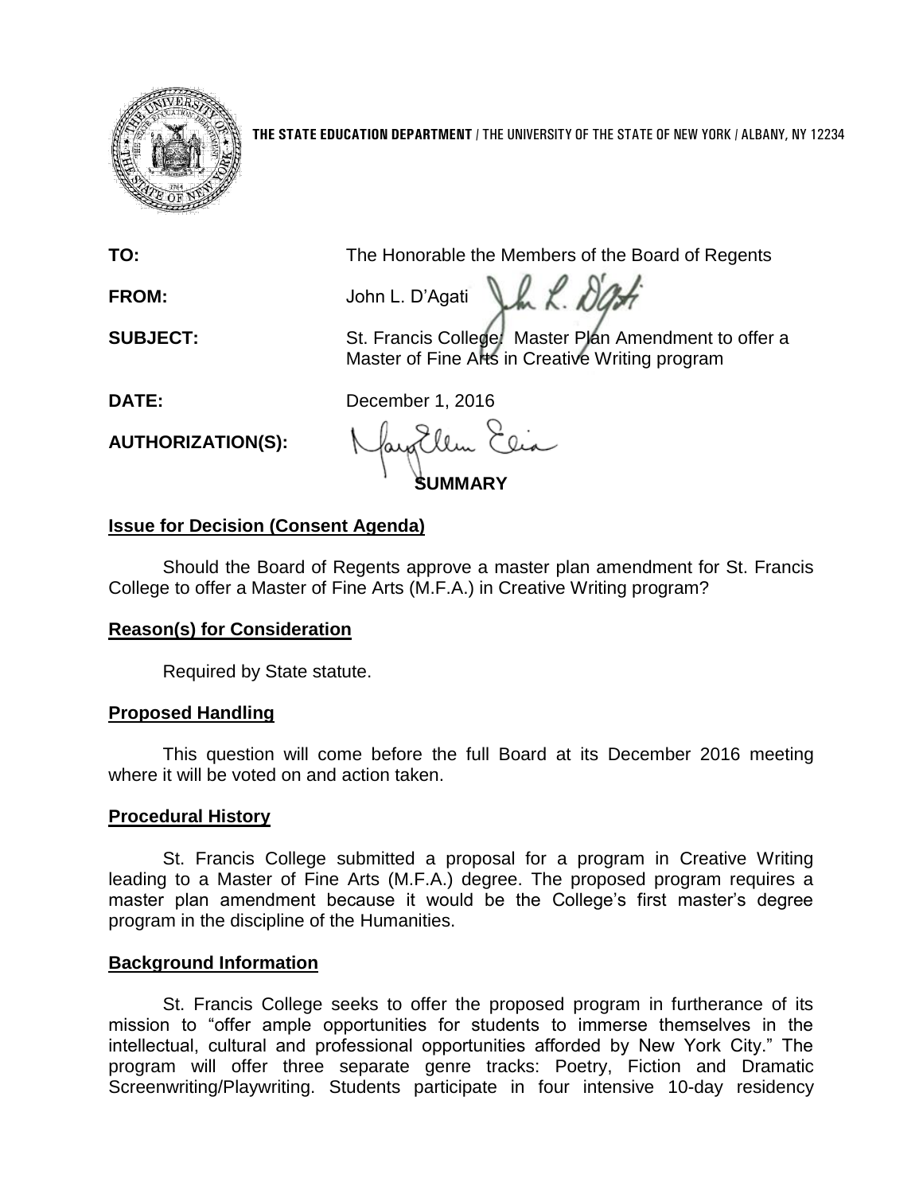**THE STATE EDUCATION DEPARTMENT** / THE UNIVERSITY OF THE STATE OF NEW YORK / ALBANY, NY 12234

**TO:** The Honorable the Members of the Board of Regents

**FROM:** John L. D'Agati

**SUBJECT:** St. Francis College: Master Plan Amendment to offer a Master of Fine Arts in Creative Writing program

**DATE:** December 1, 2016

**AUTHORIZATION(S):**

## SUMMARY

### Issue for Decision (Consent Agenda)

Should the Board of Regents approve a master plan amendment for St. Francis College to offer a Master of Fine Arts (M.F.A.) in Creative Writing program?

### Reason(s) for Consideration

Required by State statute.

### Proposed Handling

This question will come before the full Board at its December 2016 meeting where it will be voted on and action taken.

### Procedural History

St. Francis College submitted a proposal for a program in Creative Writing leading to a Master of Fine Arts (M.F.A.) degree. The proposed program requires a master plan amendment because it would be the College's first master's degree program in the discipline of the Humanities.

### Background Information

St. Francis College seeks to offer the proposed program in furtherance of its mission to "offer ample opportunities for students to immerse themselves in the intellectual, cultural and professional opportunities afforded by New York City." The program will offer three separate genre tracks: Poetry, Fiction and Dramatic Screenwriting/Playwriting. Students participate in four intensive 10-day residency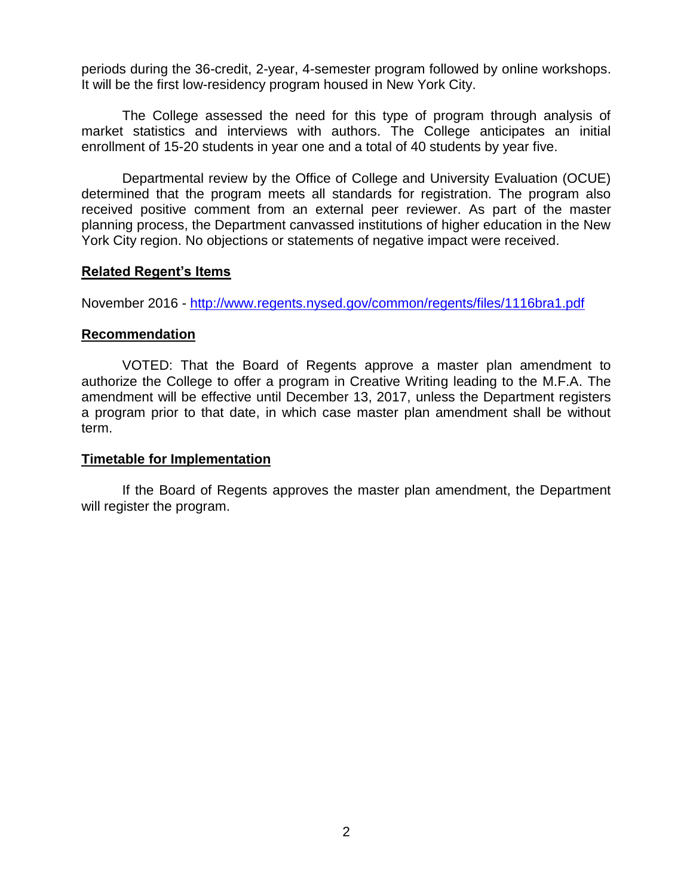periods during the 36-credit, 2-year, 4-semester program followed by online workshops. It will be the first low-residency program housed in New York City.

The College assessed the need for this type of program through analysis of market statistics and interviews with authors. The College anticipates an initial enrollment of 15-20 students in year one and a total of 40 students by year five.

Departmental review by the Office of College and University Evaluation (OCUE) determined that the program meets all standards for registration. The program also received positive comment from an external peer reviewer. As part of the master planning process, the Department canvassed institutions of higher education in the New York City region. No objections or statements of negative impact were received.

**Related Regent's Items**

November 2016 - http://www.regents.nysed.gov/common/regents/files/1116bra1.pdf

**Recommendation**

VOTED: That the Board of Regents approve a master plan amendment to authorize the College to offer a program in Creative Writing leading to the M.F.A. The amendment will be effective until December 13, 2017, unless the Department registers a program prior to that date, in which case master plan amendment shall be without term.

**Timetable for Implementation**

If the Board of Regents approves the master plan amendment, the Department will register the program.